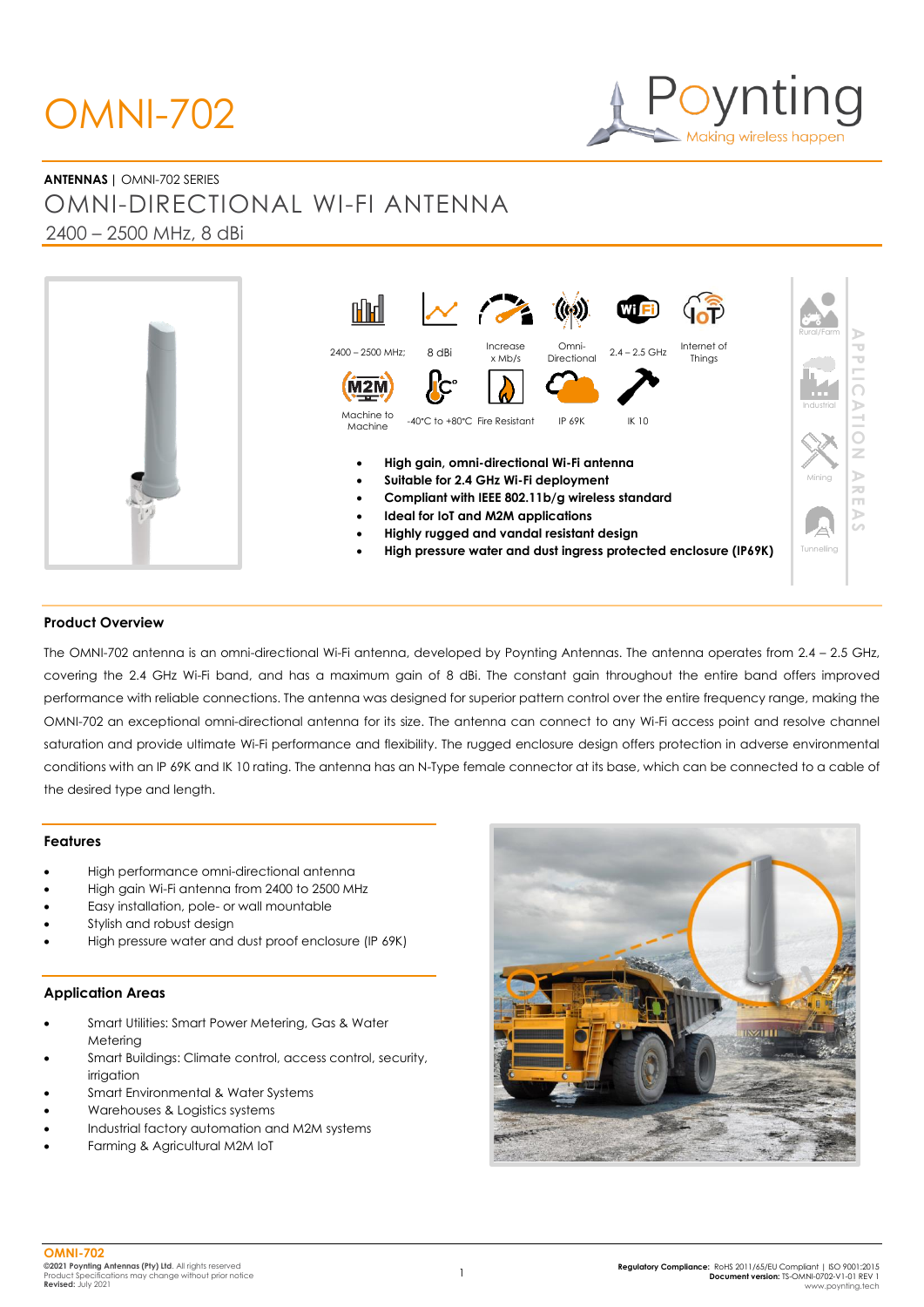# OMNI-702

Poynting
Making wireless happen

**ANTENNAS** | OMNI-702 SERIES

## OMNI-DIRECTIONAL WI-FI ANTENNA

2400 – 2500 MHz, 8 dBi

2400 – 2500 MHz; | 8 dBi | Increase x Mb/s | Omni-Directional | 2.4 – 2.5 GHz | Internet of Things

Machine to Machine | -40°C to +80°C | Fire Resistant | IP 69K | IK 10

- **High gain, omni-directional Wi-Fi antenna**
- **Suitable for 2.4 GHz Wi-Fi deployment**
- **Compliant with IEEE 802.11b/g wireless standard**
- **Ideal for IoT and M2M applications**
- **Highly rugged and vandal resistant design**
- **High pressure water and dust ingress protected enclosure (IP69K)**

APPLICATION AREAS: Rural/Farm, Industrial, Mining, Tunnelling

### Product Overview

The OMNI-702 antenna is an omni-directional Wi-Fi antenna, developed by Poynting Antennas. The antenna operates from 2.4 – 2.5 GHz, covering the 2.4 GHz Wi-Fi band, and has a maximum gain of 8 dBi. The constant gain throughout the entire band offers improved performance with reliable connections. The antenna was designed for superior pattern control over the entire frequency range, making the OMNI-702 an exceptional omni-directional antenna for its size. The antenna can connect to any Wi-Fi access point and resolve channel saturation and provide ultimate Wi-Fi performance and flexibility. The rugged enclosure design offers protection in adverse environmental conditions with an IP 69K and IK 10 rating. The antenna has an N-Type female connector at its base, which can be connected to a cable of the desired type and length.

### Features

- High performance omni-directional antenna
- High gain Wi-Fi antenna from 2400 to 2500 MHz
- Easy installation, pole- or wall mountable
- Stylish and robust design
- High pressure water and dust proof enclosure (IP 69K)

### Application Areas

- Smart Utilities: Smart Power Metering, Gas & Water Metering
- Smart Buildings: Climate control, access control, security, irrigation
- Smart Environmental & Water Systems
- Warehouses & Logistics systems
- Industrial factory automation and M2M systems
- Farming & Agricultural M2M IoT

**OMNI-702**
**©2021 Poynting Antennas (Pty) Ltd.** All rights reserved
Product Specifications may change without prior notice
**Revised:** July 2021

**Regulatory Compliance:** RoHS 2011/65/EU Compliant | ISO 9001:2015
**Document version:** TS-OMNI-0702-V1-01 REV 1
www.poynting.tech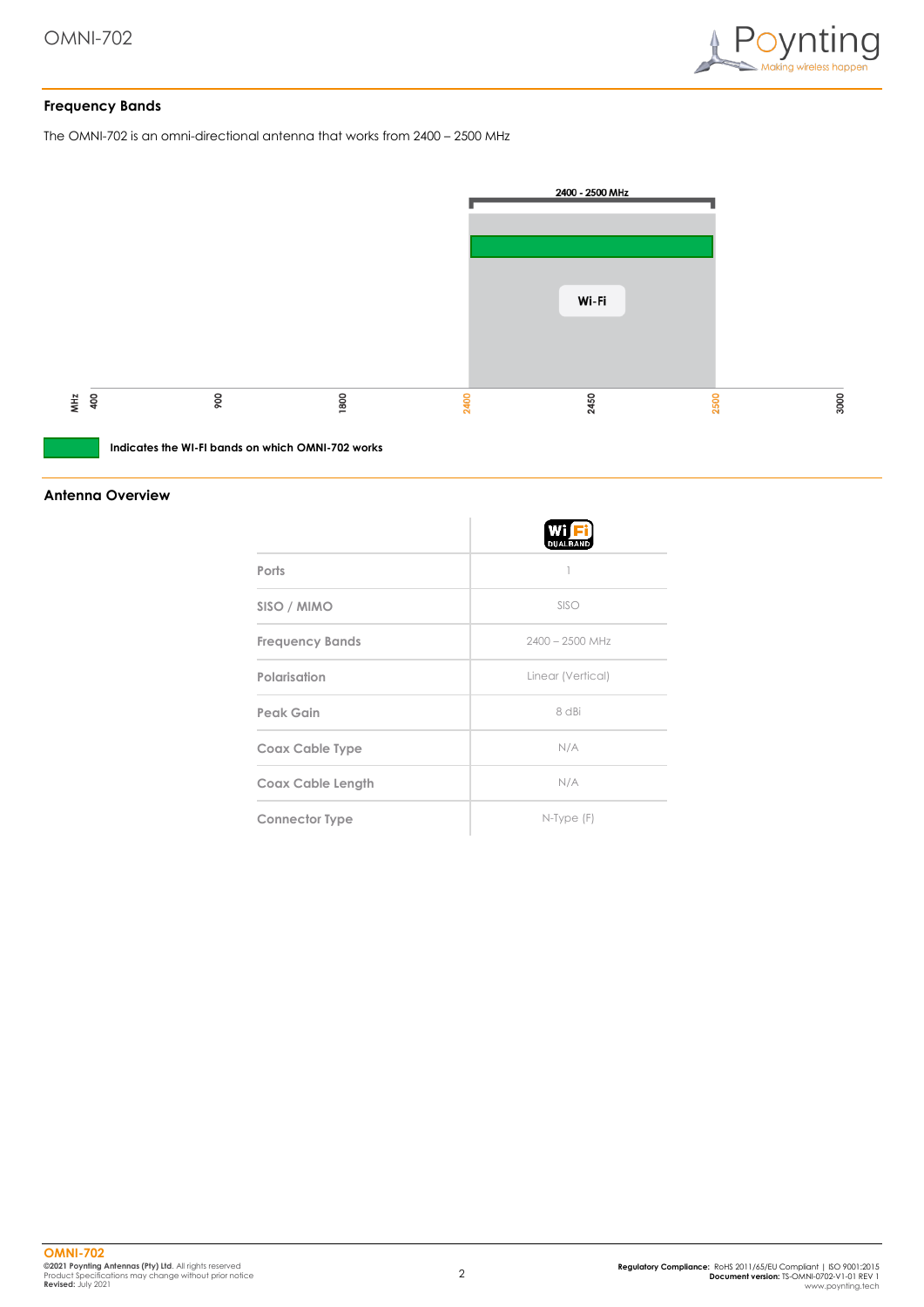## Frequency Bands

The OMNI-702 is an omni-directional antenna that works from 2400 – 2500 MHz

2400 - 2500 MHz

Wi-Fi

MHz 400 900 1800 2400 2450 2500 3000

Indicates the WI-FI bands on which OMNI-702 works

## Antenna Overview

| | Wi Fi DUAL BAND |
|---|---|
| Ports | 1 |
| SISO / MIMO | SISO |
| Frequency Bands | 2400 – 2500 MHz |
| Polarisation | Linear (Vertical) |
| Peak Gain | 8 dBi |
| Coax Cable Type | N/A |
| Coax Cable Length | N/A |
| Connector Type | N-Type (F) |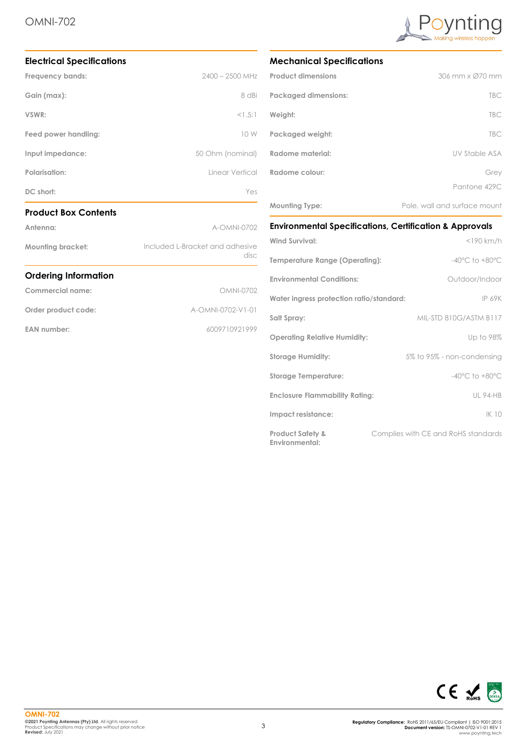# OMNI-702

## Electrical Specifications

| | |
|---|---|
| **Frequency bands:** | 2400 – 2500 MHz |
| **Gain (max):** | 8 dBi |
| **VSWR:** | <1.5:1 |
| **Feed power handling:** | 10 W |
| **Input impedance:** | 50 Ohm (nominal) |
| **Polarisation:** | Linear Vertical |
| **DC short:** | Yes |

## Product Box Contents

| | |
|---|---|
| **Antenna:** | A-OMNI-0702 |
| **Mounting bracket:** | Included L-Bracket and adhesive disc |

## Ordering Information

| | |
|---|---|
| **Commercial name:** | OMNI-0702 |
| **Order product code:** | A-OMNI-0702-V1-01 |
| **EAN number:** | 6009710921999 |

## Mechanical Specifications

| | |
|---|---|
| **Product dimensions** | 306 mm x Ø70 mm |
| **Packaged dimensions:** | TBC |
| **Weight:** | TBC |
| **Packaged weight:** | TBC |
| **Radome material:** | UV Stable ASA |
| **Radome colour:** | Grey Pantone 429C |
| **Mounting Type:** | Pole, wall and surface mount |

## Environmental Specifications, Certification & Approvals

| | |
|---|---|
| **Wind Survival:** | <190 km/h |
| **Temperature Range (Operating):** | -40°C to +80°C |
| **Environmental Conditions:** | Outdoor/Indoor |
| **Water ingress protection ratio/standard:** | IP 69K |
| **Salt Spray:** | MIL-STD 810G/ASTM B117 |
| **Operating Relative Humidity:** | Up to 98% |
| **Storage Humidity:** | 5% to 95% - non-condensing |
| **Storage Temperature:** | -40°C to +80°C |
| **Enclosure Flammability Rating:** | UL 94-HB |
| **Impact resistance:** | IK 10 |
| **Product Safety & Environmental:** | Complies with CE and RoHS standards |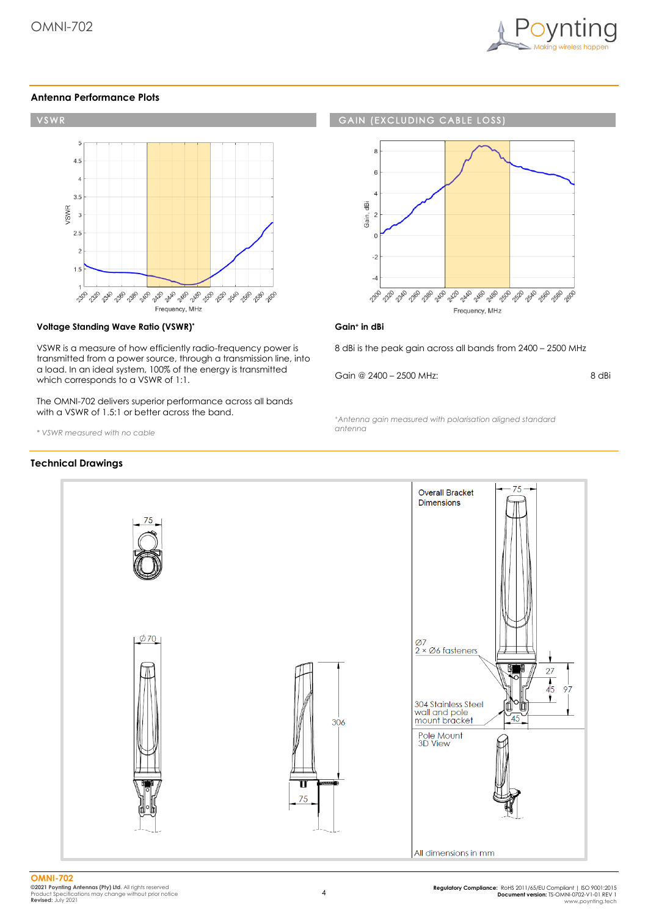## Antenna Performance Plots

### VSWR

### GAIN (EXCLUDING CABLE LOSS)

**Voltage Standing Wave Ratio (VSWR)***

VSWR is a measure of how efficiently radio-frequency power is transmitted from a power source, through a transmission line, into a load. In an ideal system, 100% of the energy is transmitted which corresponds to a VSWR of 1:1.

The OMNI-702 delivers superior performance across all bands with a VSWR of 1.5:1 or better across the band.

*\* VSWR measured with no cable*

**Gain+ in dBi**

8 dBi is the peak gain across all bands from 2400 – 2500 MHz

| Gain @ 2400 – 2500 MHz: | 8 dBi |
|---|---|

*+Antenna gain measured with polarisation aligned standard antenna*

## Technical Drawings

Overall Bracket Dimensions

Ø7
2 × Ø6 fasteners

304 Stainless Steel wall and pole mount bracket

Pole Mount 3D View

All dimensions in mm

**OMNI-702**
**©2021 Poynting Antennas (Pty) Ltd.** All rights reserved
Product Specifications may change without prior notice
**Revised:** July 2021

**Regulatory Compliance:** RoHS 2011/65/EU Compliant | ISO 9001:2015
**Document version:** TS-OMNI-0702-V1-01 REV 1
www.poynting.tech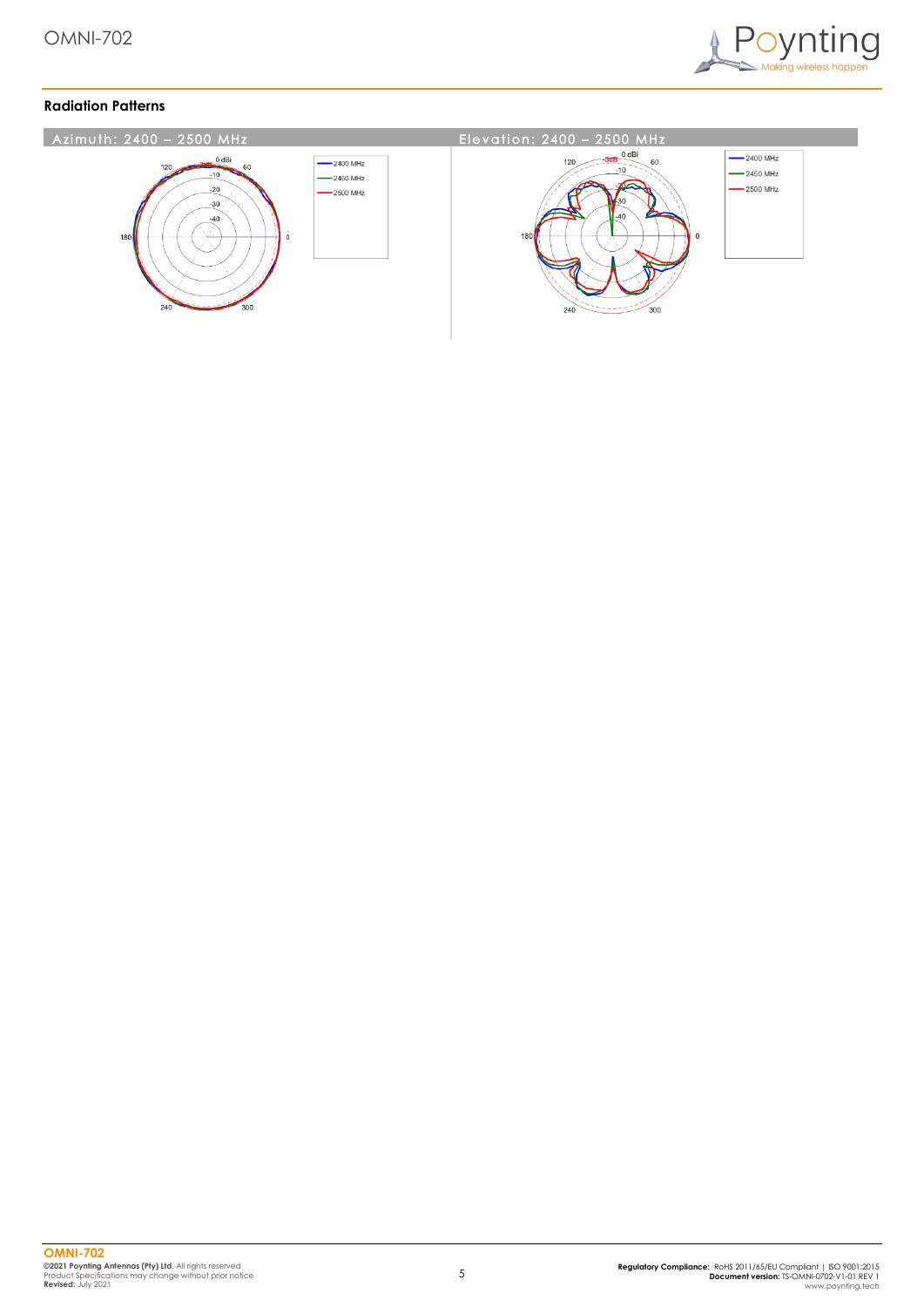## Radiation Patterns

Azimuth: 2400 – 2500 MHz

Elevation: 2400 – 2500 MHz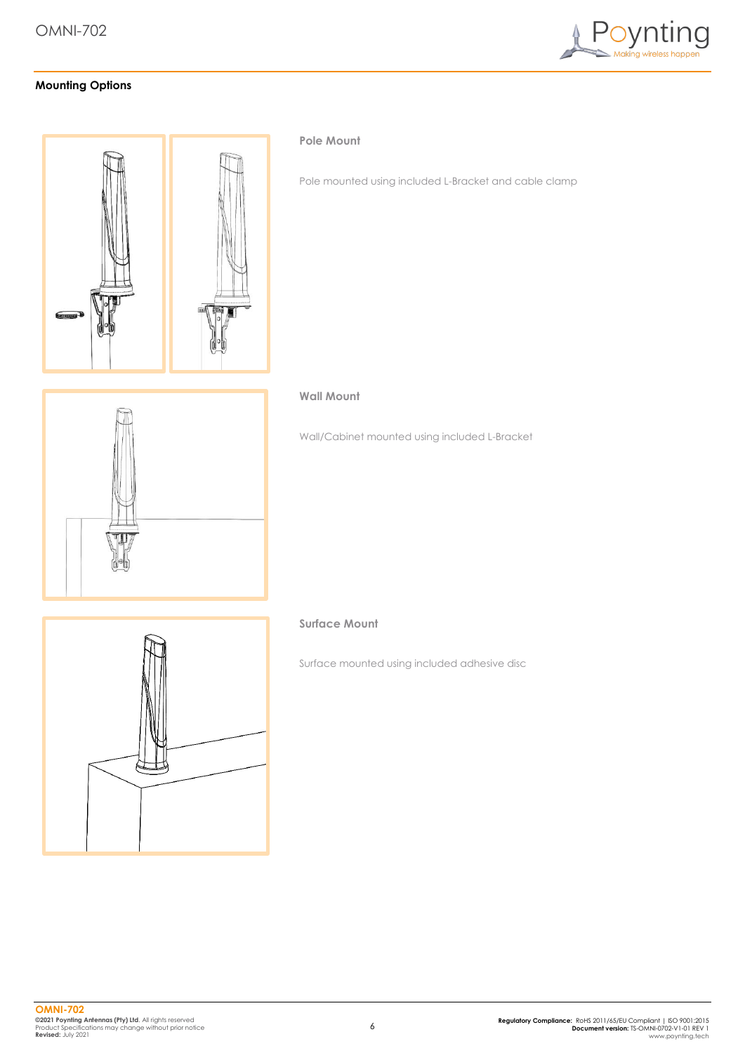## Mounting Options

### Pole Mount

Pole mounted using included L-Bracket and cable clamp

### Wall Mount

Wall/Cabinet mounted using included L-Bracket

### Surface Mount

Surface mounted using included adhesive disc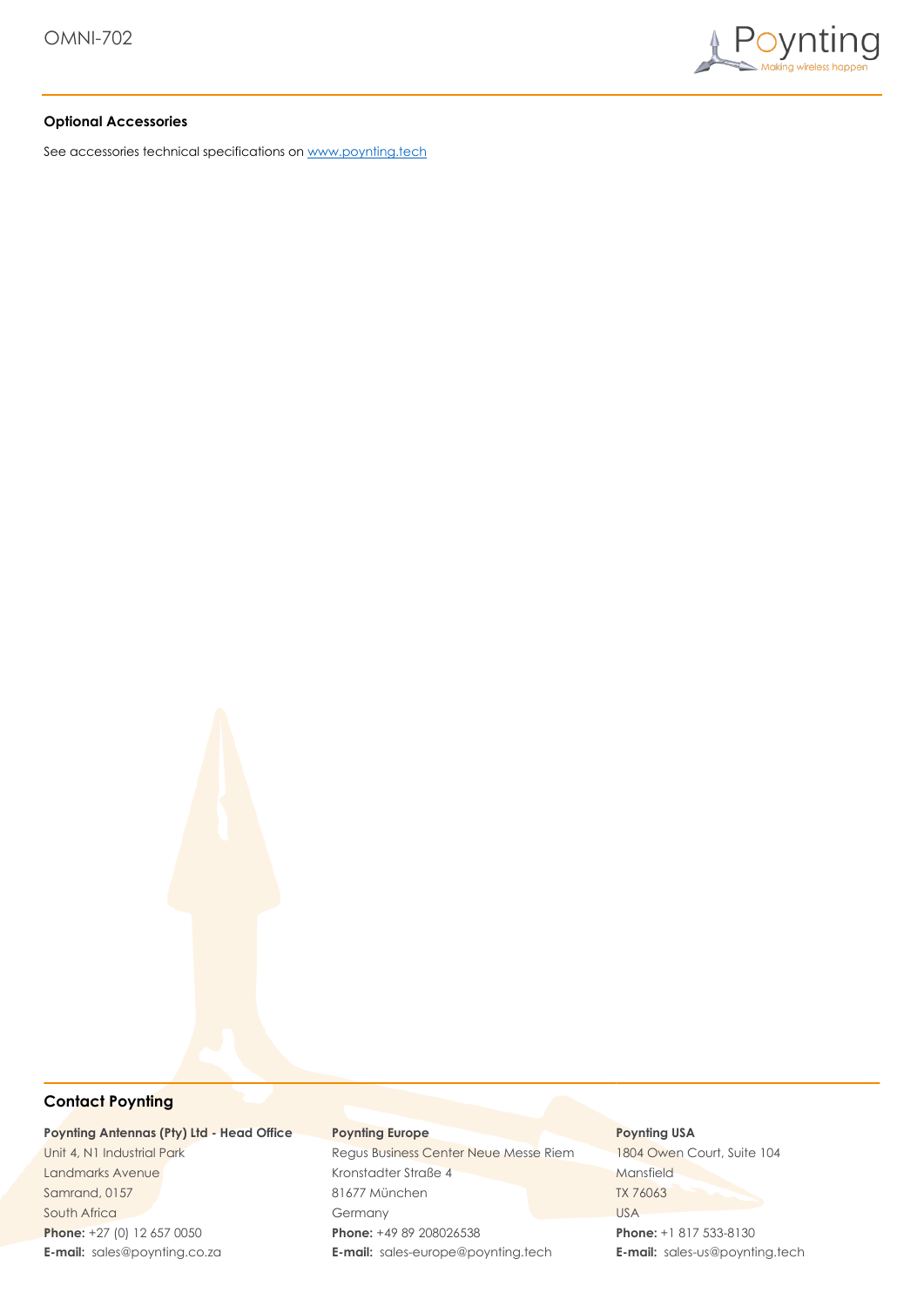## Optional Accessories

See accessories technical specifications on [www.poynting.tech](http://www.poynting.tech)

## Contact Poynting

**Poynting Antennas (Pty) Ltd - Head Office**
Unit 4, N1 Industrial Park
Landmarks Avenue
Samrand, 0157
South Africa
**Phone:** +27 (0) 12 657 0050
**E-mail:** sales@poynting.co.za

**Poynting Europe**
Regus Business Center Neue Messe Riem
Kronstadter Straße 4
81677 München
Germany
**Phone:** +49 89 208026538
**E-mail:** sales-europe@poynting.tech

**Poynting USA**
1804 Owen Court, Suite 104
Mansfield
TX 76063
USA
**Phone:** +1 817 533-8130
**E-mail:** sales-us@poynting.tech